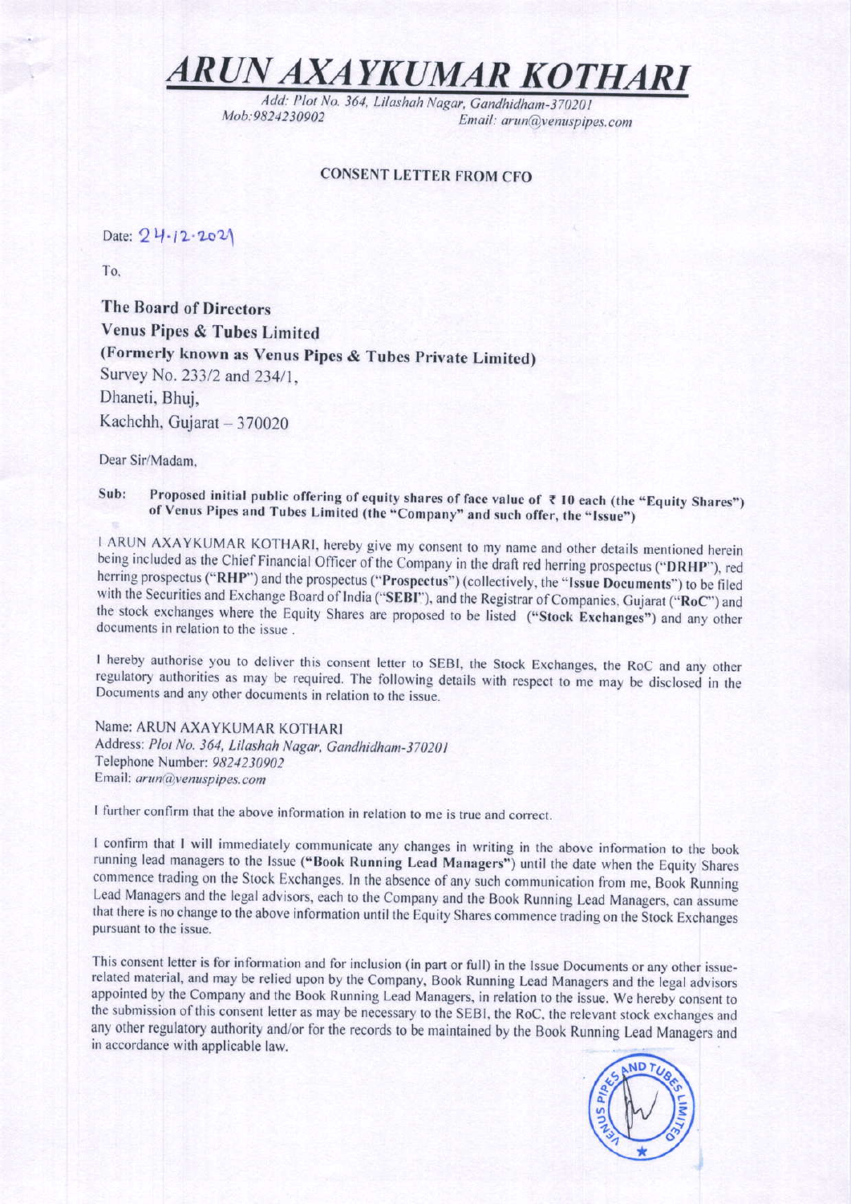# *ARUN AXAYKUMAR KOTHARI*

*Add: Plot No. 364, Lilashah Nagar, Gandhidham-370201*
*Mob:9824230902* *Email: arun@venuspipes.com*

**CONSENT LETTER FROM CFO**

Date: 24-12-2021

To,

**The Board of Directors**
**Venus Pipes & Tubes Limited**
**(Formerly known as Venus Pipes & Tubes Private Limited)**
Survey No. 233/2 and 234/1,
Dhaneti, Bhuj,
Kachchh, Gujarat – 370020

Dear Sir/Madam,

**Sub: Proposed initial public offering of equity shares of face value of ₹ 10 each (the "Equity Shares") of Venus Pipes and Tubes Limited (the "Company" and such offer, the "Issue")**

I ARUN AXAYKUMAR KOTHARI, hereby give my consent to my name and other details mentioned herein being included as the Chief Financial Officer of the Company in the draft red herring prospectus ("**DRHP**"), red herring prospectus ("**RHP**") and the prospectus ("**Prospectus**") (collectively, the "**Issue Documents**") to be filed with the Securities and Exchange Board of India ("**SEBI**"), and the Registrar of Companies, Gujarat ("**RoC**") and the stock exchanges where the Equity Shares are proposed to be listed ("**Stock Exchanges**") and any other documents in relation to the issue .

I hereby authorise you to deliver this consent letter to SEBI, the Stock Exchanges, the RoC and any other regulatory authorities as may be required. The following details with respect to me may be disclosed in the Documents and any other documents in relation to the issue.

Name: ARUN AXAYKUMAR KOTHARI
Address: *Plot No. 364, Lilashah Nagar, Gandhidham-370201*
Telephone Number: *9824230902*
Email: *arun@venuspipes.com*

I further confirm that the above information in relation to me is true and correct.

I confirm that I will immediately communicate any changes in writing in the above information to the book running lead managers to the Issue ("**Book Running Lead Managers**") until the date when the Equity Shares commence trading on the Stock Exchanges. In the absence of any such communication from me, Book Running Lead Managers and the legal advisors, each to the Company and the Book Running Lead Managers, can assume that there is no change to the above information until the Equity Shares commence trading on the Stock Exchanges pursuant to the issue.

This consent letter is for information and for inclusion (in part or full) in the Issue Documents or any other issue-related material, and may be relied upon by the Company, Book Running Lead Managers and the legal advisors appointed by the Company and the Book Running Lead Managers, in relation to the issue. We hereby consent to the submission of this consent letter as may be necessary to the SEBI, the RoC, the relevant stock exchanges and any other regulatory authority and/or for the records to be maintained by the Book Running Lead Managers and in accordance with applicable law.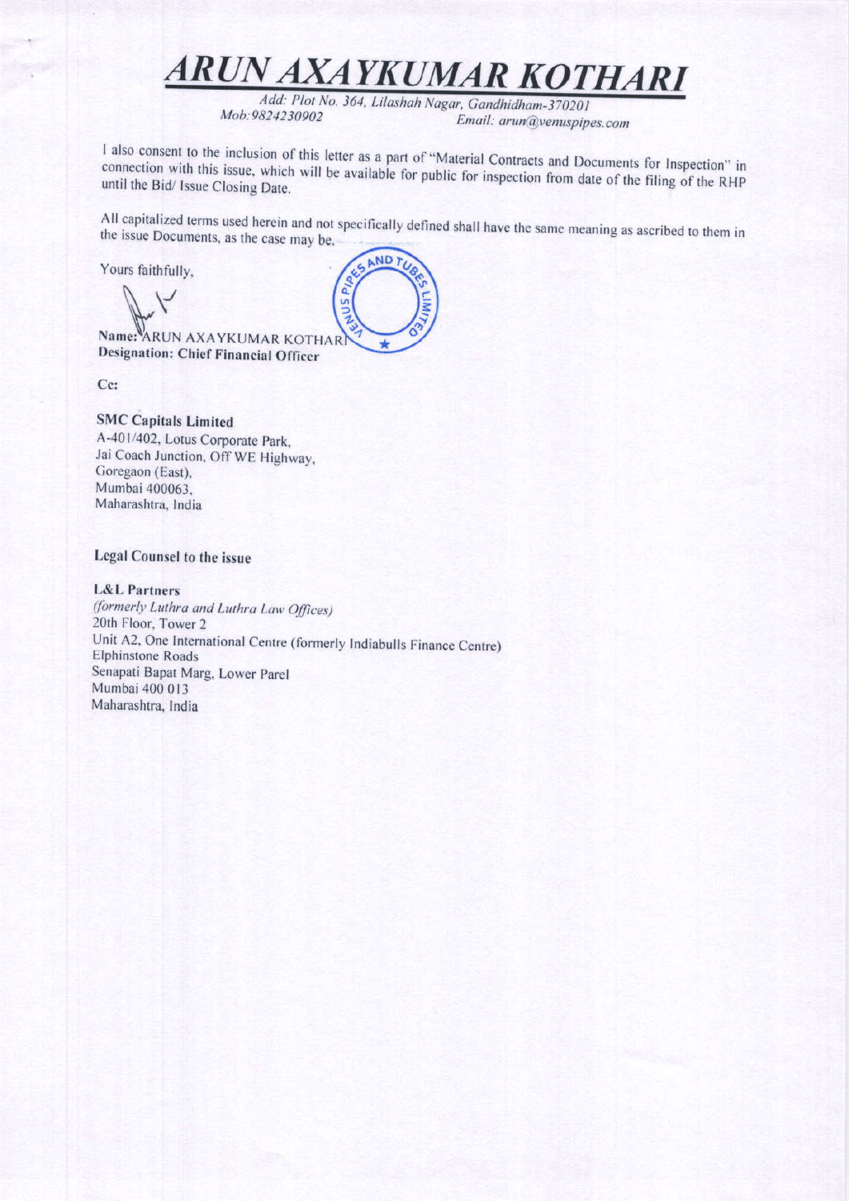# ARUN AXAYKUMAR KOTHARI

*Add: Plot No. 364, Lilashah Nagar, Gandhidham-370201*
*Mob:9824230902* *Email: arun@venuspipes.com*

I also consent to the inclusion of this letter as a part of "Material Contracts and Documents for Inspection" in connection with this issue, which will be available for public for inspection from date of the filing of the RHP until the Bid/ Issue Closing Date.

All capitalized terms used herein and not specifically defined shall have the same meaning as ascribed to them in the issue Documents, as the case may be.

Yours faithfully,

VENUS PIPES AND TUBES LIMITED

**Name:** ARUN AXAYKUMAR KOTHARI
**Designation: Chief Financial Officer**

Cc:

**SMC Capitals Limited**
A-401/402, Lotus Corporate Park,
Jai Coach Junction, Off WE Highway,
Goregaon (East),
Mumbai 400063,
Maharashtra, India

**Legal Counsel to the issue**

**L&L Partners**
*(formerly Luthra and Luthra Law Offices)*
20th Floor, Tower 2
Unit A2, One International Centre (formerly Indiabulls Finance Centre)
Elphinstone Roads
Senapati Bapat Marg, Lower Parel
Mumbai 400 013
Maharashtra, India